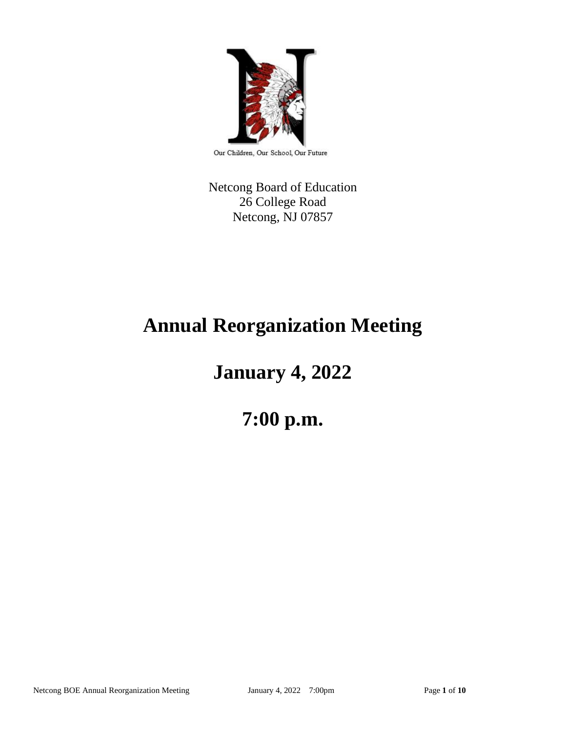Our Children, Our School, Our Future

Netcong Board of Education
26 College Road
Netcong, NJ 07857

# Annual Reorganization Meeting

# January 4, 2022

# 7:00 p.m.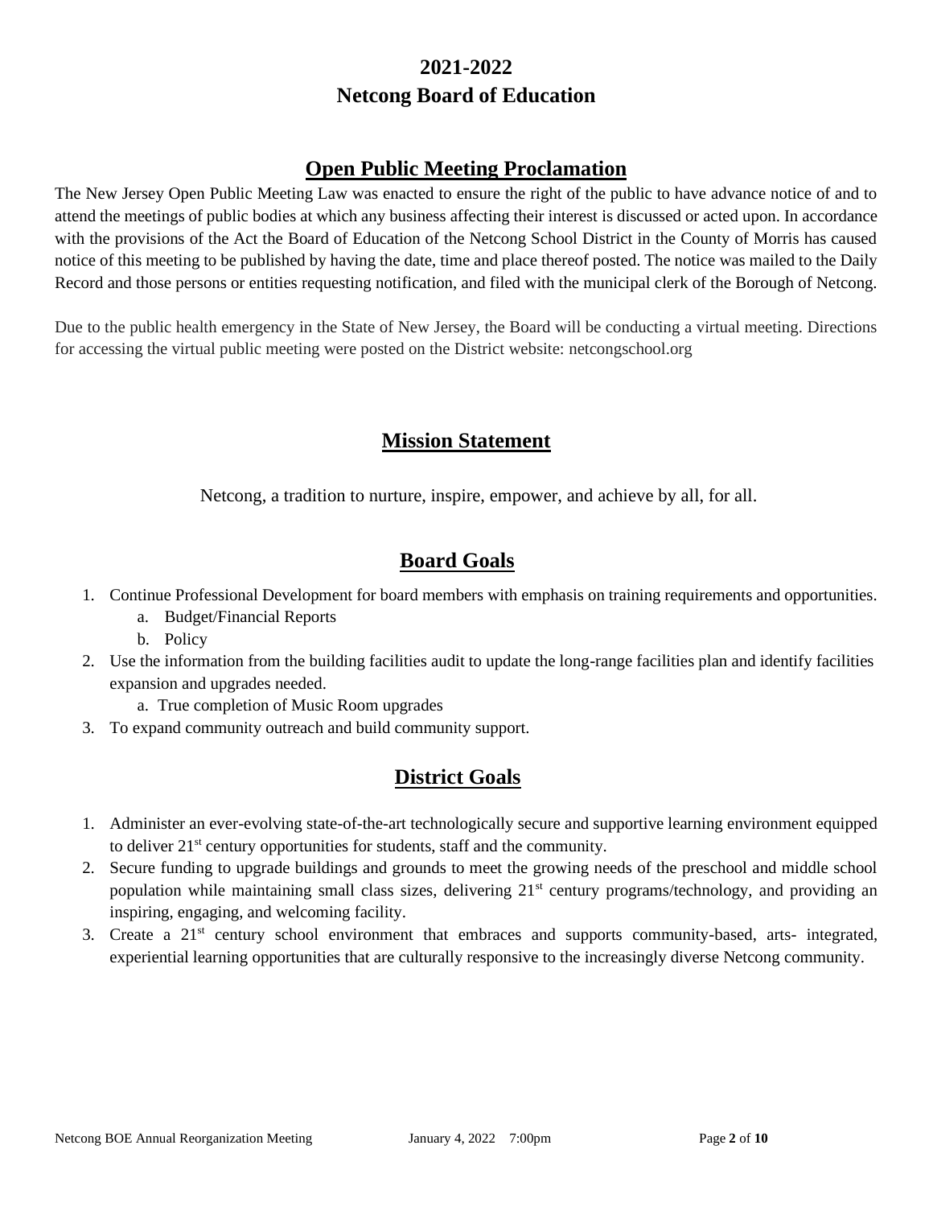# 2021-2022
# Netcong Board of Education

## Open Public Meeting Proclamation

The New Jersey Open Public Meeting Law was enacted to ensure the right of the public to have advance notice of and to attend the meetings of public bodies at which any business affecting their interest is discussed or acted upon. In accordance with the provisions of the Act the Board of Education of the Netcong School District in the County of Morris has caused notice of this meeting to be published by having the date, time and place thereof posted. The notice was mailed to the Daily Record and those persons or entities requesting notification, and filed with the municipal clerk of the Borough of Netcong.

Due to the public health emergency in the State of New Jersey, the Board will be conducting a virtual meeting. Directions for accessing the virtual public meeting were posted on the District website: netcongschool.org

## Mission Statement

Netcong, a tradition to nurture, inspire, empower, and achieve by all, for all.

## Board Goals

1. Continue Professional Development for board members with emphasis on training requirements and opportunities.
   a. Budget/Financial Reports
   b. Policy
2. Use the information from the building facilities audit to update the long-range facilities plan and identify facilities expansion and upgrades needed.
   a. True completion of Music Room upgrades
3. To expand community outreach and build community support.

## District Goals

1. Administer an ever-evolving state-of-the-art technologically secure and supportive learning environment equipped to deliver 21st century opportunities for students, staff and the community.
2. Secure funding to upgrade buildings and grounds to meet the growing needs of the preschool and middle school population while maintaining small class sizes, delivering 21st century programs/technology, and providing an inspiring, engaging, and welcoming facility.
3. Create a 21st century school environment that embraces and supports community-based, arts- integrated, experiential learning opportunities that are culturally responsive to the increasingly diverse Netcong community.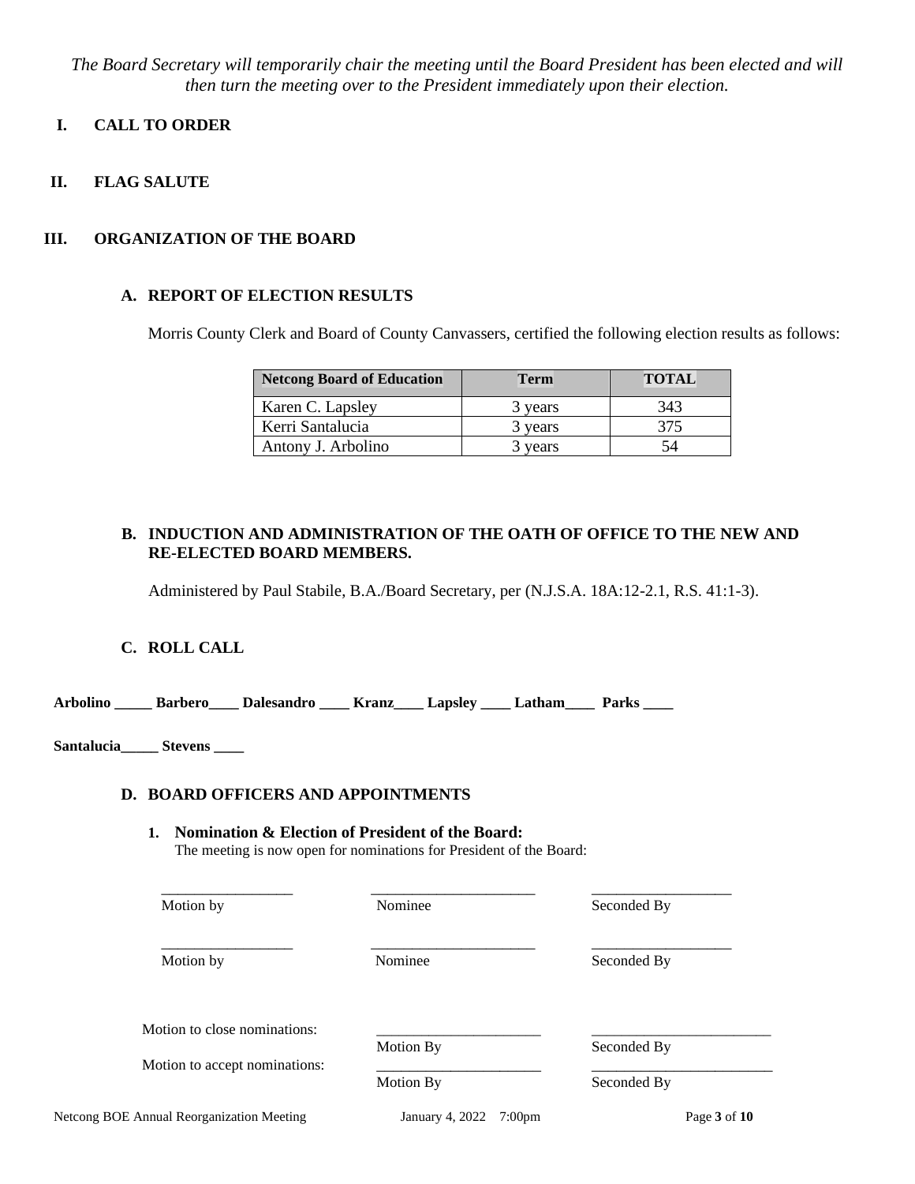*The Board Secretary will temporarily chair the meeting until the Board President has been elected and will then turn the meeting over to the President immediately upon their election.*

## I. CALL TO ORDER

## II. FLAG SALUTE

## III. ORGANIZATION OF THE BOARD

### A. REPORT OF ELECTION RESULTS

Morris County Clerk and Board of County Canvassers, certified the following election results as follows:

| Netcong Board of Education | Term | TOTAL |
|---|---|---|
| Karen C. Lapsley | 3 years | 343 |
| Kerri Santalucia | 3 years | 375 |
| Antony J. Arbolino | 3 years | 54 |

### B. INDUCTION AND ADMINISTRATION OF THE OATH OF OFFICE TO THE NEW AND RE-ELECTED BOARD MEMBERS.

Administered by Paul Stabile, B.A./Board Secretary, per (N.J.S.A. 18A:12-2.1, R.S. 41:1-3).

### C. ROLL CALL

**Arbolino _____ Barbero____ Dalesandro ____ Kranz____ Lapsley ____ Latham____ Parks ____**

**Santalucia_____ Stevens ____**

### D. BOARD OFFICERS AND APPOINTMENTS

1. **Nomination & Election of President of the Board:**
   The meeting is now open for nominations for President of the Board:

| __________________ | ______________________ | ___________________ |
|---|---|---|
| Motion by | Nominee | Seconded By |
| __________________ | ______________________ | ___________________ |
| Motion by | Nominee | Seconded By |

| | | |
|---|---|---|
| Motion to close nominations: | ______________________ | _________________________ |
| | Motion By | Seconded By |
| Motion to accept nominations: | ______________________ | _________________________ |
| | Motion By | Seconded By |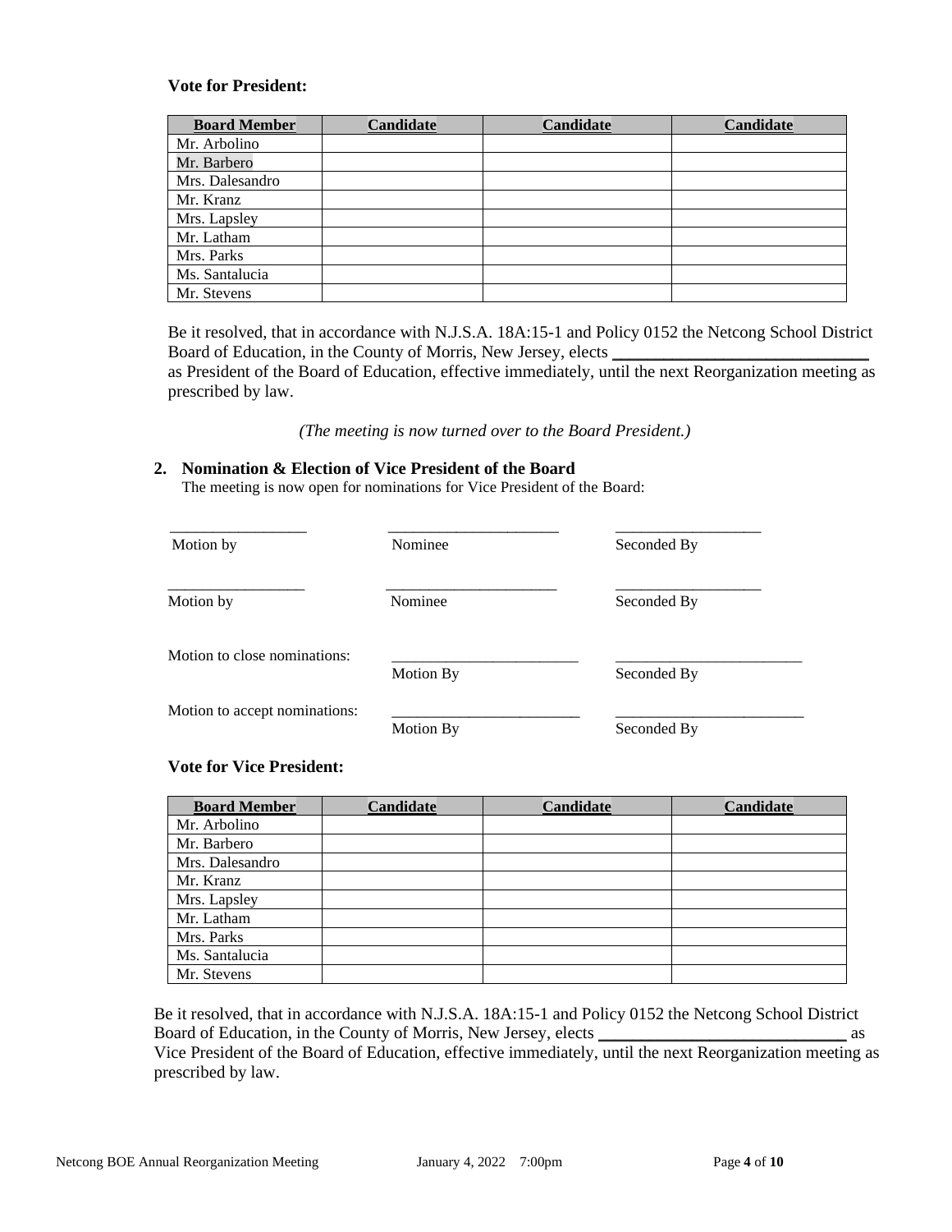**Vote for President:**

| Board Member | Candidate | Candidate | Candidate |
|---|---|---|---|
| Mr. Arbolino | | | |
| Mr. Barbero | | | |
| Mrs. Dalesandro | | | |
| Mr. Kranz | | | |
| Mrs. Lapsley | | | |
| Mr. Latham | | | |
| Mrs. Parks | | | |
| Ms. Santalucia | | | |
| Mr. Stevens | | | |

Be it resolved, that in accordance with N.J.S.A. 18A:15-1 and Policy 0152 the Netcong School District Board of Education, in the County of Morris, New Jersey, elects ______________________________ as President of the Board of Education, effective immediately, until the next Reorganization meeting as prescribed by law.

*(The meeting is now turned over to the Board President.)*

**2. Nomination & Election of Vice President of the Board**

The meeting is now open for nominations for Vice President of the Board:

_________________ _____________________ __________________
Motion by Nominee Seconded By

_________________ _____________________ __________________
Motion by Nominee Seconded By

Motion to close nominations: ________________________ ________________________
Motion By Seconded By

Motion to accept nominations: ________________________ ________________________
Motion By Seconded By

**Vote for Vice President:**

| Board Member | Candidate | Candidate | Candidate |
|---|---|---|---|
| Mr. Arbolino | | | |
| Mr. Barbero | | | |
| Mrs. Dalesandro | | | |
| Mr. Kranz | | | |
| Mrs. Lapsley | | | |
| Mr. Latham | | | |
| Mrs. Parks | | | |
| Ms. Santalucia | | | |
| Mr. Stevens | | | |

Be it resolved, that in accordance with N.J.S.A. 18A:15-1 and Policy 0152 the Netcong School District Board of Education, in the County of Morris, New Jersey, elects ______________________________ as Vice President of the Board of Education, effective immediately, until the next Reorganization meeting as prescribed by law.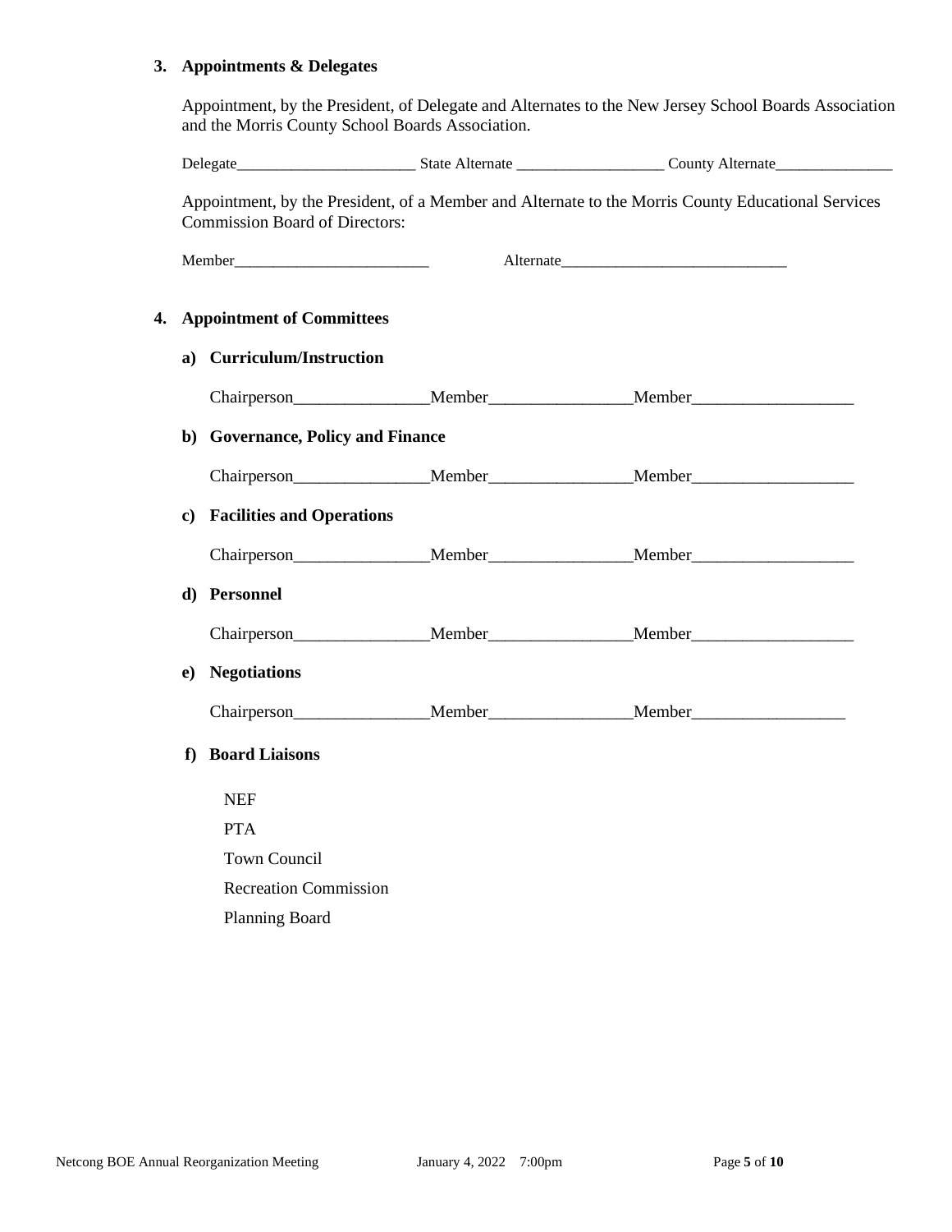3. **Appointments & Delegates**

Appointment, by the President, of Delegate and Alternates to the New Jersey School Boards Association and the Morris County School Boards Association.

Delegate_______________________ State Alternate ___________________ County Alternate_______________

Appointment, by the President, of a Member and Alternate to the Morris County Educational Services Commission Board of Directors:

Member_________________________ Alternate_____________________________

4. **Appointment of Committees**

   a) **Curriculum/Instruction**

   Chairperson________________Member_________________Member___________________

   b) **Governance, Policy and Finance**

   Chairperson________________Member_________________Member___________________

   c) **Facilities and Operations**

   Chairperson________________Member_________________Member___________________

   d) **Personnel**

   Chairperson________________Member_________________Member___________________

   e) **Negotiations**

   Chairperson________________Member_________________Member__________________

   f) **Board Liaisons**

   NEF

   PTA

   Town Council

   Recreation Commission

   Planning Board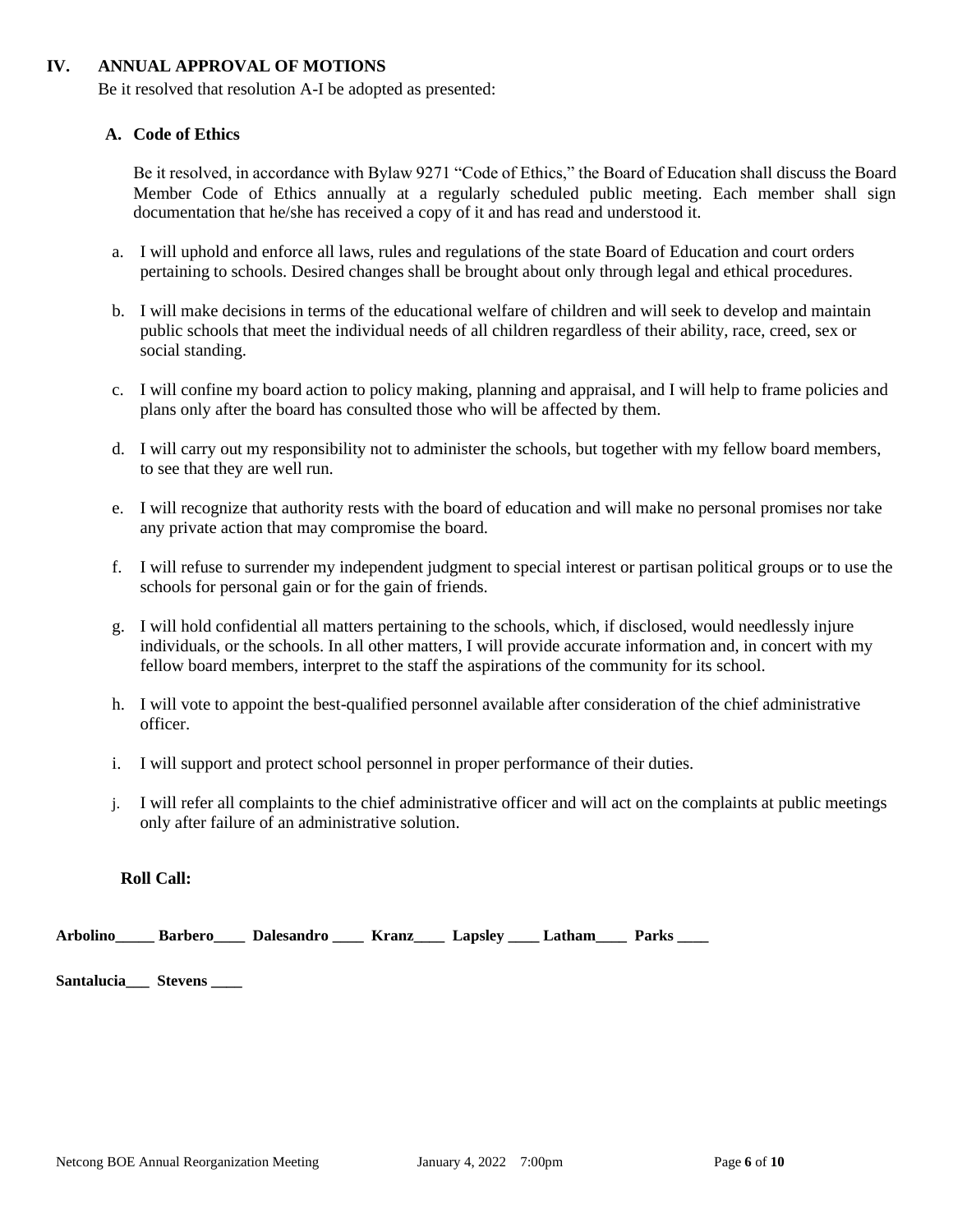## IV. ANNUAL APPROVAL OF MOTIONS

Be it resolved that resolution A-I be adopted as presented:

### A. Code of Ethics

Be it resolved, in accordance with Bylaw 9271 "Code of Ethics," the Board of Education shall discuss the Board Member Code of Ethics annually at a regularly scheduled public meeting. Each member shall sign documentation that he/she has received a copy of it and has read and understood it.

a. I will uphold and enforce all laws, rules and regulations of the state Board of Education and court orders pertaining to schools. Desired changes shall be brought about only through legal and ethical procedures.

b. I will make decisions in terms of the educational welfare of children and will seek to develop and maintain public schools that meet the individual needs of all children regardless of their ability, race, creed, sex or social standing.

c. I will confine my board action to policy making, planning and appraisal, and I will help to frame policies and plans only after the board has consulted those who will be affected by them.

d. I will carry out my responsibility not to administer the schools, but together with my fellow board members, to see that they are well run.

e. I will recognize that authority rests with the board of education and will make no personal promises nor take any private action that may compromise the board.

f. I will refuse to surrender my independent judgment to special interest or partisan political groups or to use the schools for personal gain or for the gain of friends.

g. I will hold confidential all matters pertaining to the schools, which, if disclosed, would needlessly injure individuals, or the schools. In all other matters, I will provide accurate information and, in concert with my fellow board members, interpret to the staff the aspirations of the community for its school.

h. I will vote to appoint the best-qualified personnel available after consideration of the chief administrative officer.

i. I will support and protect school personnel in proper performance of their duties.

j. I will refer all complaints to the chief administrative officer and will act on the complaints at public meetings only after failure of an administrative solution.

**Roll Call:**

**Arbolino_____ Barbero____ Dalesandro ____ Kranz____ Lapsley ____ Latham____ Parks ____**

**Santalucia___ Stevens ____**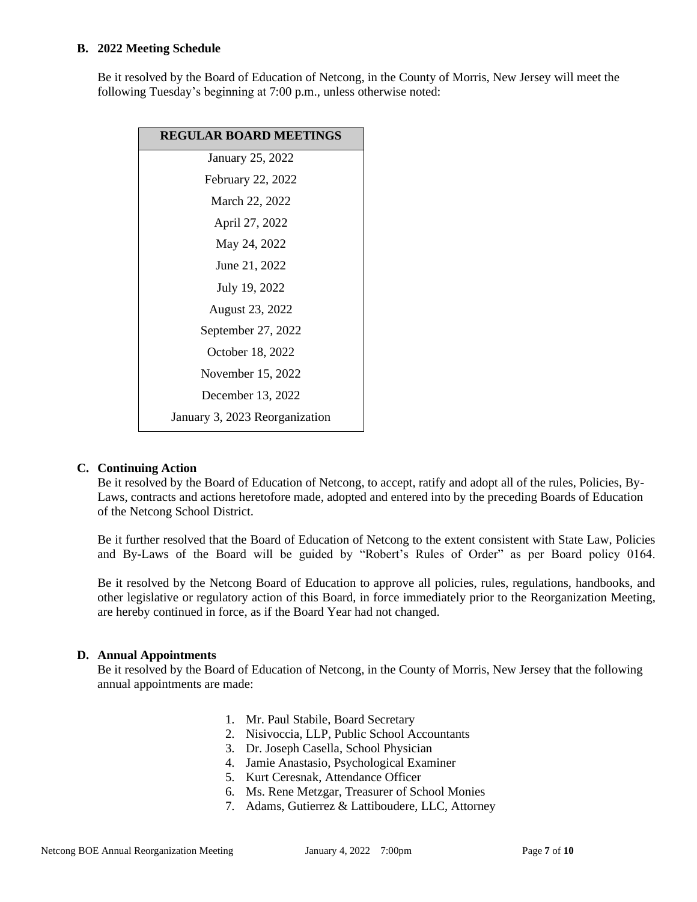**B. 2022 Meeting Schedule**

Be it resolved by the Board of Education of Netcong, in the County of Morris, New Jersey will meet the following Tuesday's beginning at 7:00 p.m., unless otherwise noted:

| REGULAR BOARD MEETINGS |
|---|
| January 25, 2022 |
| February 22, 2022 |
| March 22, 2022 |
| April 27, 2022 |
| May 24, 2022 |
| June 21, 2022 |
| July 19, 2022 |
| August 23, 2022 |
| September 27, 2022 |
| October 18, 2022 |
| November 15, 2022 |
| December 13, 2022 |
| January 3, 2023 Reorganization |

**C. Continuing Action**

Be it resolved by the Board of Education of Netcong, to accept, ratify and adopt all of the rules, Policies, By-Laws, contracts and actions heretofore made, adopted and entered into by the preceding Boards of Education of the Netcong School District.

Be it further resolved that the Board of Education of Netcong to the extent consistent with State Law, Policies and By-Laws of the Board will be guided by "Robert's Rules of Order" as per Board policy 0164.

Be it resolved by the Netcong Board of Education to approve all policies, rules, regulations, handbooks, and other legislative or regulatory action of this Board, in force immediately prior to the Reorganization Meeting, are hereby continued in force, as if the Board Year had not changed.

**D. Annual Appointments**

Be it resolved by the Board of Education of Netcong, in the County of Morris, New Jersey that the following annual appointments are made:

1. Mr. Paul Stabile, Board Secretary
2. Nisivoccia, LLP, Public School Accountants
3. Dr. Joseph Casella, School Physician
4. Jamie Anastasio, Psychological Examiner
5. Kurt Ceresnak, Attendance Officer
6. Ms. Rene Metzgar, Treasurer of School Monies
7. Adams, Gutierrez & Lattiboudere, LLC, Attorney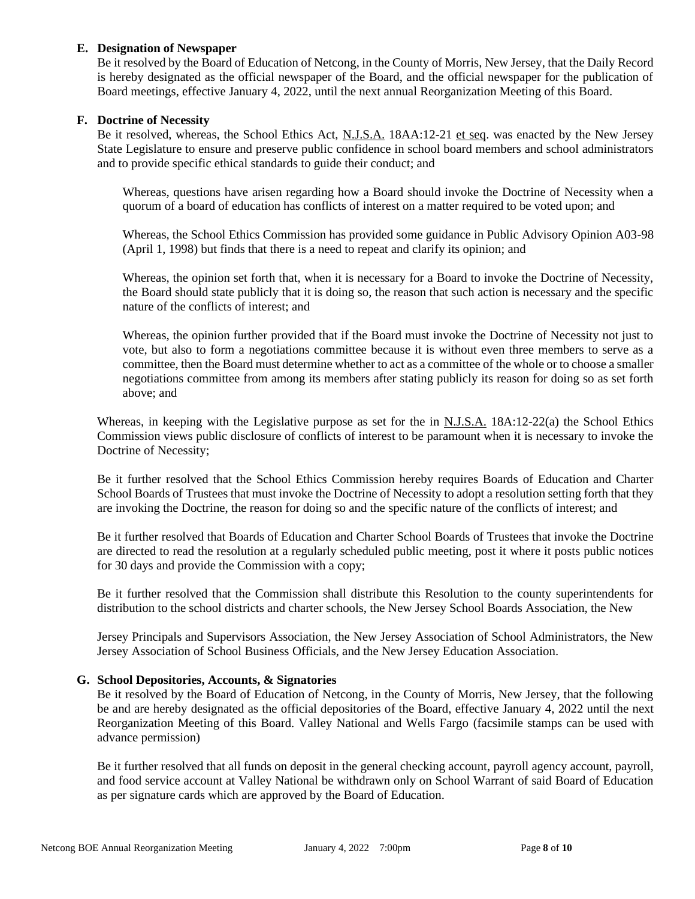**E. Designation of Newspaper**

Be it resolved by the Board of Education of Netcong, in the County of Morris, New Jersey, that the Daily Record is hereby designated as the official newspaper of the Board, and the official newspaper for the publication of Board meetings, effective January 4, 2022, until the next annual Reorganization Meeting of this Board.

**F. Doctrine of Necessity**

Be it resolved, whereas, the School Ethics Act, N.J.S.A. 18AA:12-21 et seq. was enacted by the New Jersey State Legislature to ensure and preserve public confidence in school board members and school administrators and to provide specific ethical standards to guide their conduct; and

Whereas, questions have arisen regarding how a Board should invoke the Doctrine of Necessity when a quorum of a board of education has conflicts of interest on a matter required to be voted upon; and

Whereas, the School Ethics Commission has provided some guidance in Public Advisory Opinion A03-98 (April 1, 1998) but finds that there is a need to repeat and clarify its opinion; and

Whereas, the opinion set forth that, when it is necessary for a Board to invoke the Doctrine of Necessity, the Board should state publicly that it is doing so, the reason that such action is necessary and the specific nature of the conflicts of interest; and

Whereas, the opinion further provided that if the Board must invoke the Doctrine of Necessity not just to vote, but also to form a negotiations committee because it is without even three members to serve as a committee, then the Board must determine whether to act as a committee of the whole or to choose a smaller negotiations committee from among its members after stating publicly its reason for doing so as set forth above; and

Whereas, in keeping with the Legislative purpose as set for the in N.J.S.A. 18A:12-22(a) the School Ethics Commission views public disclosure of conflicts of interest to be paramount when it is necessary to invoke the Doctrine of Necessity;

Be it further resolved that the School Ethics Commission hereby requires Boards of Education and Charter School Boards of Trustees that must invoke the Doctrine of Necessity to adopt a resolution setting forth that they are invoking the Doctrine, the reason for doing so and the specific nature of the conflicts of interest; and

Be it further resolved that Boards of Education and Charter School Boards of Trustees that invoke the Doctrine are directed to read the resolution at a regularly scheduled public meeting, post it where it posts public notices for 30 days and provide the Commission with a copy;

Be it further resolved that the Commission shall distribute this Resolution to the county superintendents for distribution to the school districts and charter schools, the New Jersey School Boards Association, the New Jersey Principals and Supervisors Association, the New Jersey Association of School Administrators, the New Jersey Association of School Business Officials, and the New Jersey Education Association.

**G. School Depositories, Accounts, & Signatories**

Be it resolved by the Board of Education of Netcong, in the County of Morris, New Jersey, that the following be and are hereby designated as the official depositories of the Board, effective January 4, 2022 until the next Reorganization Meeting of this Board. Valley National and Wells Fargo (facsimile stamps can be used with advance permission)

Be it further resolved that all funds on deposit in the general checking account, payroll agency account, payroll, and food service account at Valley National be withdrawn only on School Warrant of said Board of Education as per signature cards which are approved by the Board of Education.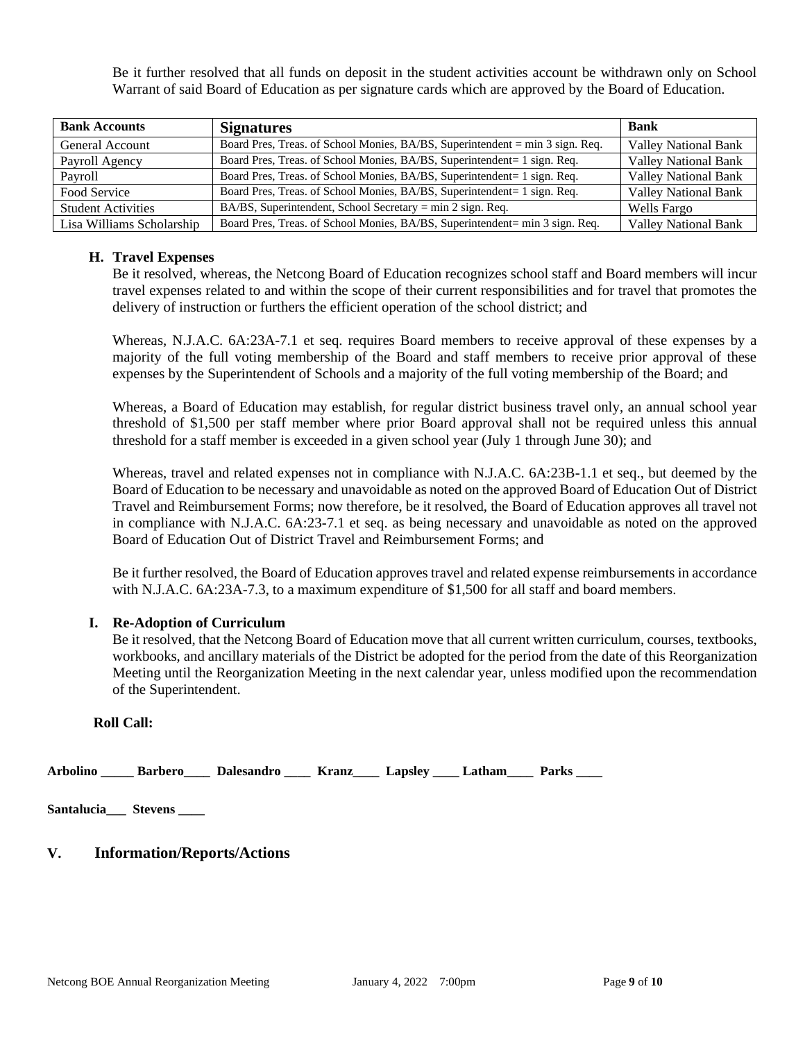Be it further resolved that all funds on deposit in the student activities account be withdrawn only on School Warrant of said Board of Education as per signature cards which are approved by the Board of Education.

| **Bank Accounts** | **Signatures** | **Bank** |
|---|---|---|
| General Account | Board Pres, Treas. of School Monies, BA/BS, Superintendent = min 3 sign. Req. | Valley National Bank |
| Payroll Agency | Board Pres, Treas. of School Monies, BA/BS, Superintendent= 1 sign. Req. | Valley National Bank |
| Payroll | Board Pres, Treas. of School Monies, BA/BS, Superintendent= 1 sign. Req. | Valley National Bank |
| Food Service | Board Pres, Treas. of School Monies, BA/BS, Superintendent= 1 sign. Req. | Valley National Bank |
| Student Activities | BA/BS, Superintendent, School Secretary = min 2 sign. Req. | Wells Fargo |
| Lisa Williams Scholarship | Board Pres, Treas. of School Monies, BA/BS, Superintendent= min 3 sign. Req. | Valley National Bank |

**H. Travel Expenses**

Be it resolved, whereas, the Netcong Board of Education recognizes school staff and Board members will incur travel expenses related to and within the scope of their current responsibilities and for travel that promotes the delivery of instruction or furthers the efficient operation of the school district; and

Whereas, N.J.A.C. 6A:23A-7.1 et seq. requires Board members to receive approval of these expenses by a majority of the full voting membership of the Board and staff members to receive prior approval of these expenses by the Superintendent of Schools and a majority of the full voting membership of the Board; and

Whereas, a Board of Education may establish, for regular district business travel only, an annual school year threshold of $1,500 per staff member where prior Board approval shall not be required unless this annual threshold for a staff member is exceeded in a given school year (July 1 through June 30); and

Whereas, travel and related expenses not in compliance with N.J.A.C. 6A:23B-1.1 et seq., but deemed by the Board of Education to be necessary and unavoidable as noted on the approved Board of Education Out of District Travel and Reimbursement Forms; now therefore, be it resolved, the Board of Education approves all travel not in compliance with N.J.A.C. 6A:23-7.1 et seq. as being necessary and unavoidable as noted on the approved Board of Education Out of District Travel and Reimbursement Forms; and

Be it further resolved, the Board of Education approves travel and related expense reimbursements in accordance with N.J.A.C. 6A:23A-7.3, to a maximum expenditure of $1,500 for all staff and board members.

**I. Re-Adoption of Curriculum**

Be it resolved, that the Netcong Board of Education move that all current written curriculum, courses, textbooks, workbooks, and ancillary materials of the District be adopted for the period from the date of this Reorganization Meeting until the Reorganization Meeting in the next calendar year, unless modified upon the recommendation of the Superintendent.

**Roll Call:**

**Arbolino _____ Barbero____ Dalesandro ____ Kranz____ Lapsley ____ Latham____ Parks ____**

**Santalucia___ Stevens ____**

## V. Information/Reports/Actions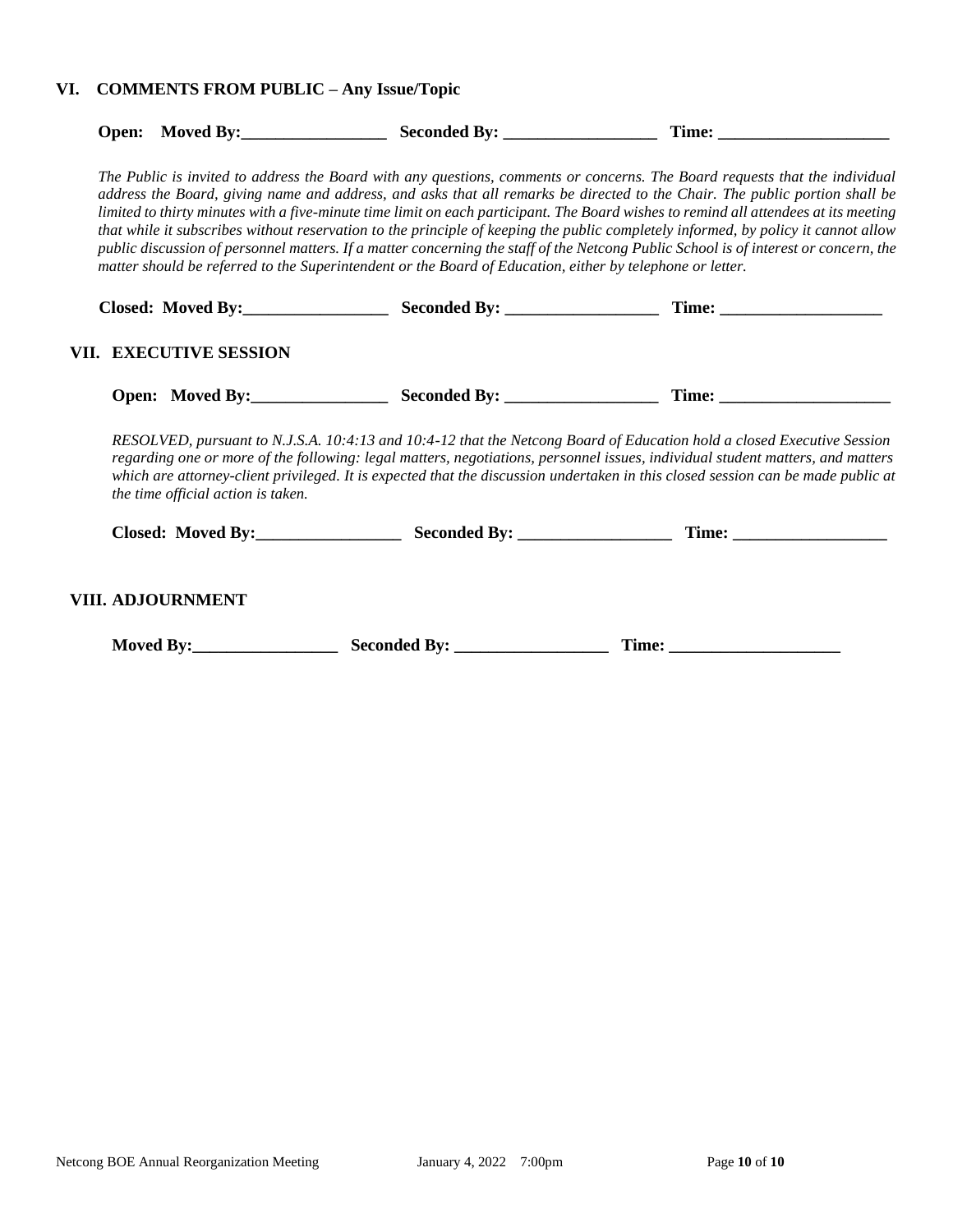## VI. COMMENTS FROM PUBLIC – Any Issue/Topic

**Open: Moved By:_________________ Seconded By: __________________ Time: ____________________**

*The Public is invited to address the Board with any questions, comments or concerns. The Board requests that the individual address the Board, giving name and address, and asks that all remarks be directed to the Chair. The public portion shall be limited to thirty minutes with a five-minute time limit on each participant. The Board wishes to remind all attendees at its meeting that while it subscribes without reservation to the principle of keeping the public completely informed, by policy it cannot allow public discussion of personnel matters. If a matter concerning the staff of the Netcong Public School is of interest or concern, the matter should be referred to the Superintendent or the Board of Education, either by telephone or letter.*

**Closed: Moved By:_________________ Seconded By: __________________ Time: ___________________**

## VII. EXECUTIVE SESSION

**Open: Moved By:________________ Seconded By: __________________ Time: ____________________**

*RESOLVED, pursuant to N.J.S.A. 10:4:13 and 10:4-12 that the Netcong Board of Education hold a closed Executive Session regarding one or more of the following: legal matters, negotiations, personnel issues, individual student matters, and matters which are attorney-client privileged. It is expected that the discussion undertaken in this closed session can be made public at the time official action is taken.*

**Closed: Moved By:_________________ Seconded By: __________________ Time: __________________**

## VIII. ADJOURNMENT

**Moved By:_________________ Seconded By: __________________ Time: ____________________**